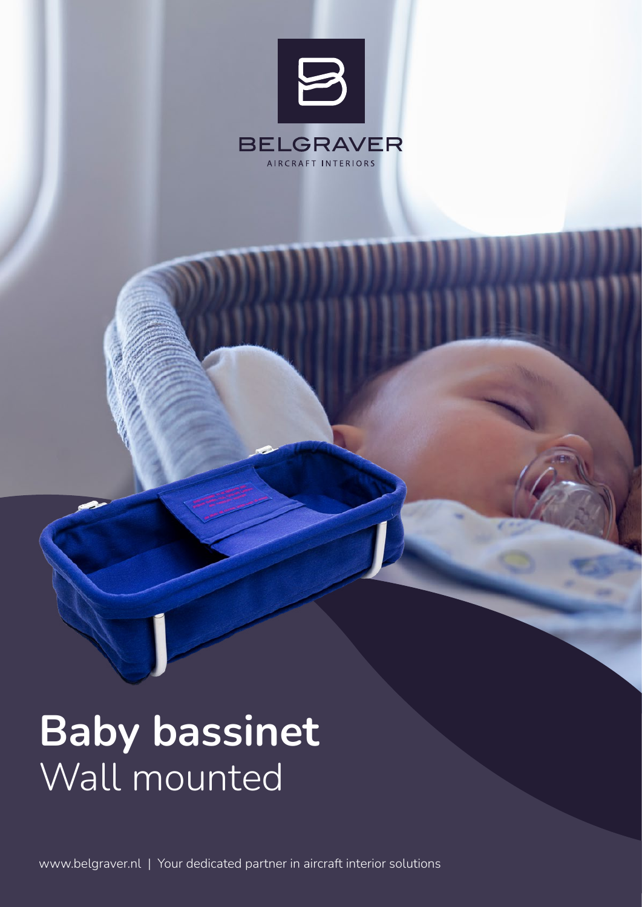BELGRAVER

AIRCRAFT INTERIORS

# **Baby bassinet**
Wall mounted

www.belgraver.nl | Your dedicated partner in aircraft interior solutions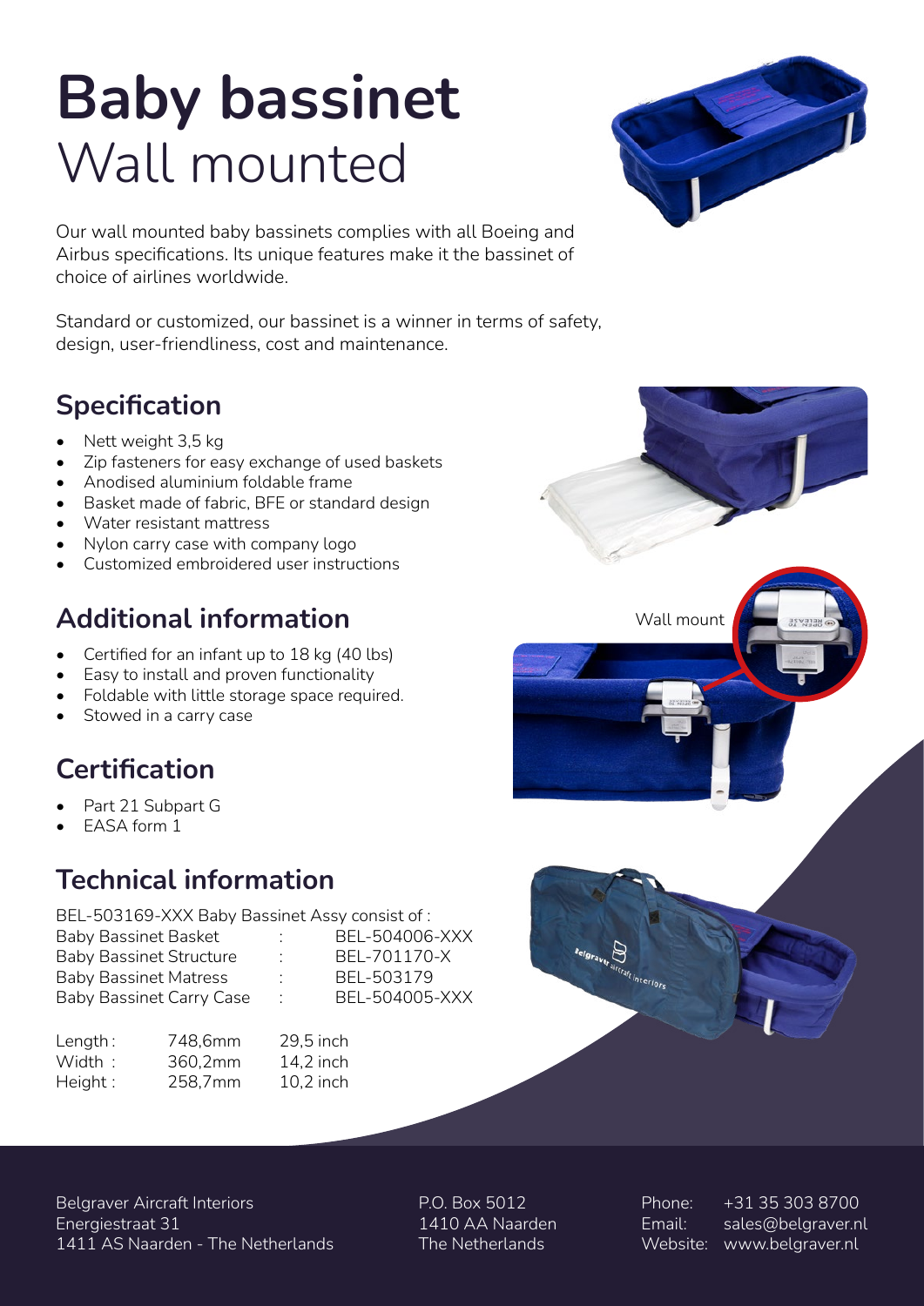# Baby bassinet
Wall mounted

Our wall mounted baby bassinets complies with all Boeing and Airbus specifications. Its unique features make it the bassinet of choice of airlines worldwide.

Standard or customized, our bassinet is a winner in terms of safety, design, user-friendliness, cost and maintenance.

## Specification

- Nett weight 3,5 kg
- Zip fasteners for easy exchange of used baskets
- Anodised aluminium foldable frame
- Basket made of fabric, BFE or standard design
- Water resistant mattress
- Nylon carry case with company logo
- Customized embroidered user instructions

## Additional information

- Certified for an infant up to 18 kg (40 lbs)
- Easy to install and proven functionality
- Foldable with little storage space required.
- Stowed in a carry case

## Certification

- Part 21 Subpart G
- EASA form 1

## Technical information

BEL-503169-XXX Baby Bassinet Assy consist of :

| | | |
|---|---|---|
| Baby Bassinet Basket | : | BEL-504006-XXX |
| Baby Bassinet Structure | : | BEL-701170-X |
| Baby Bassinet Matress | : | BEL-503179 |
| Baby Bassinet Carry Case | : | BEL-504005-XXX |

| | | |
|---|---|---|
| Length : | 748,6mm | 29,5 inch |
| Width : | 360,2mm | 14,2 inch |
| Height : | 258,7mm | 10,2 inch |

Wall mount

Belgraver Aircraft Interiors
Energiestraat 31
1411 AS Naarden - The Netherlands

P.O. Box 5012
1410 AA Naarden
The Netherlands

Phone: +31 35 303 8700
Email: sales@belgraver.nl
Website: www.belgraver.nl